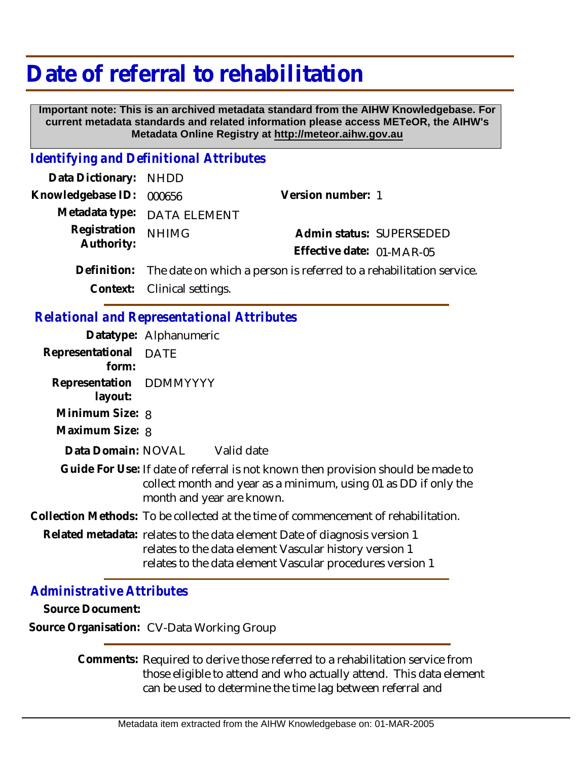# Date of referral to rehabilitation

**Important note: This is an archived metadata standard from the AIHW Knowledgebase. For current metadata standards and related information please access METeOR, the AIHW's Metadata Online Registry at http://meteor.aihw.gov.au**

## *Identifying and Definitional Attributes*

**Data Dictionary:** NHDD

**Knowledgebase ID:** 000656

**Version number:** 1

**Metadata type:** DATA ELEMENT

**Registration Authority:** NHIMG

**Admin status:** SUPERSEDED

**Effective date:** 01-MAR-05

**Definition:** The date on which a person is referred to a rehabilitation service.

**Context:** Clinical settings.

## *Relational and Representational Attributes*

**Datatype:** Alphanumeric

**Representational form:** DATE

**Representation layout:** DDMMYYYY

**Minimum Size:** 8

**Maximum Size:** 8

**Data Domain:** NOVAL Valid date

**Guide For Use:** If date of referral is not known then provision should be made to collect month and year as a minimum, using 01 as DD if only the month and year are known.

**Collection Methods:** To be collected at the time of commencement of rehabilitation.

**Related metadata:** relates to the data element Date of diagnosis version 1
relates to the data element Vascular history version 1
relates to the data element Vascular procedures version 1

## *Administrative Attributes*

**Source Document:**

**Source Organisation:** CV-Data Working Group

**Comments:** Required to derive those referred to a rehabilitation service from those eligible to attend and who actually attend. This data element can be used to determine the time lag between referral and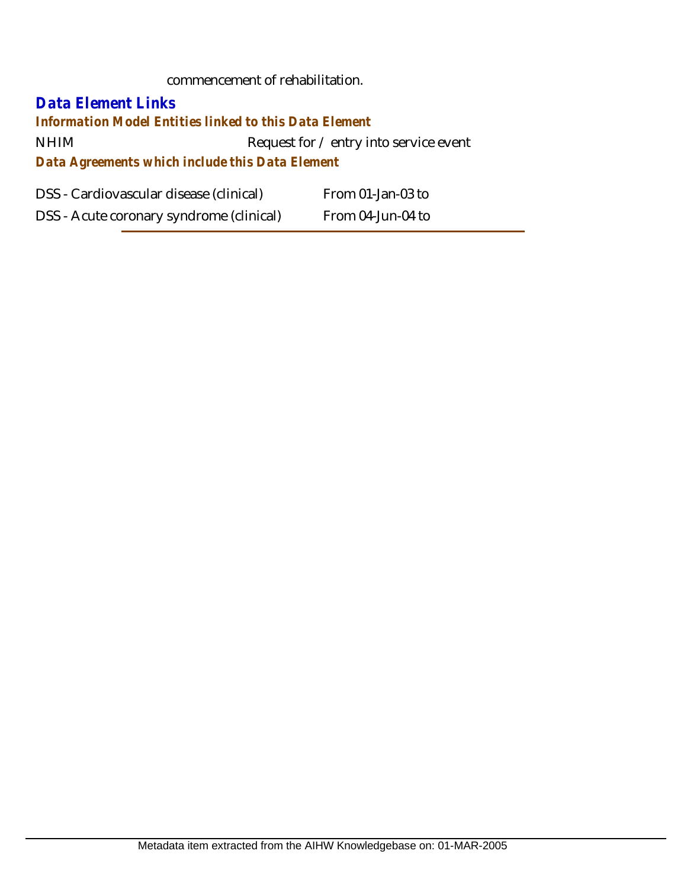commencement of rehabilitation.

## Data Element Links

### Information Model Entities linked to this Data Element

| | |
|---|---|
| NHIM | Request for / entry into service event |

### Data Agreements which include this Data Element

| | |
|---|---|
| DSS - Cardiovascular disease (clinical) | From 01-Jan-03 to |
| DSS - Acute coronary syndrome (clinical) | From 04-Jun-04 to |

Metadata item extracted from the AIHW Knowledgebase on: 01-MAR-2005